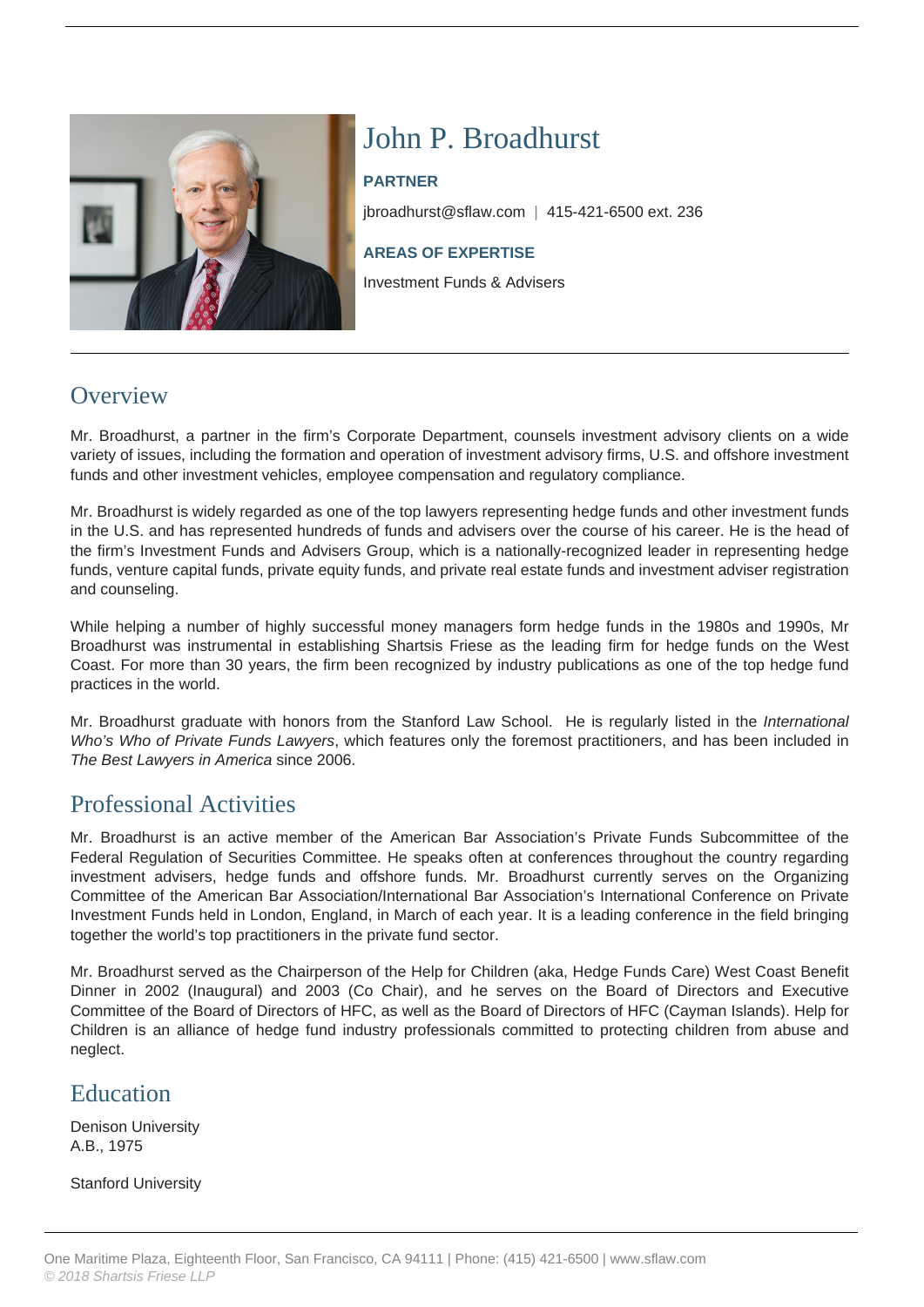# John P. Broadhurst

**PARTNER**

jbroadhurst@sflaw.com | 415-421-6500 ext. 236

**AREAS OF EXPERTISE**

Investment Funds & Advisers

## Overview

Mr. Broadhurst, a partner in the firm's Corporate Department, counsels investment advisory clients on a wide variety of issues, including the formation and operation of investment advisory firms, U.S. and offshore investment funds and other investment vehicles, employee compensation and regulatory compliance.

Mr. Broadhurst is widely regarded as one of the top lawyers representing hedge funds and other investment funds in the U.S. and has represented hundreds of funds and advisers over the course of his career. He is the head of the firm's Investment Funds and Advisers Group, which is a nationally-recognized leader in representing hedge funds, venture capital funds, private equity funds, and private real estate funds and investment adviser registration and counseling.

While helping a number of highly successful money managers form hedge funds in the 1980s and 1990s, Mr Broadhurst was instrumental in establishing Shartsis Friese as the leading firm for hedge funds on the West Coast. For more than 30 years, the firm been recognized by industry publications as one of the top hedge fund practices in the world.

Mr. Broadhurst graduate with honors from the Stanford Law School. He is regularly listed in the *International Who's Who of Private Funds Lawyers*, which features only the foremost practitioners, and has been included in *The Best Lawyers in America* since 2006.

## Professional Activities

Mr. Broadhurst is an active member of the American Bar Association's Private Funds Subcommittee of the Federal Regulation of Securities Committee. He speaks often at conferences throughout the country regarding investment advisers, hedge funds and offshore funds. Mr. Broadhurst currently serves on the Organizing Committee of the American Bar Association/International Bar Association's International Conference on Private Investment Funds held in London, England, in March of each year. It is a leading conference in the field bringing together the world's top practitioners in the private fund sector.

Mr. Broadhurst served as the Chairperson of the Help for Children (aka, Hedge Funds Care) West Coast Benefit Dinner in 2002 (Inaugural) and 2003 (Co Chair), and he serves on the Board of Directors and Executive Committee of the Board of Directors of HFC, as well as the Board of Directors of HFC (Cayman Islands). Help for Children is an alliance of hedge fund industry professionals committed to protecting children from abuse and neglect.

## Education

Denison University
A.B., 1975

Stanford University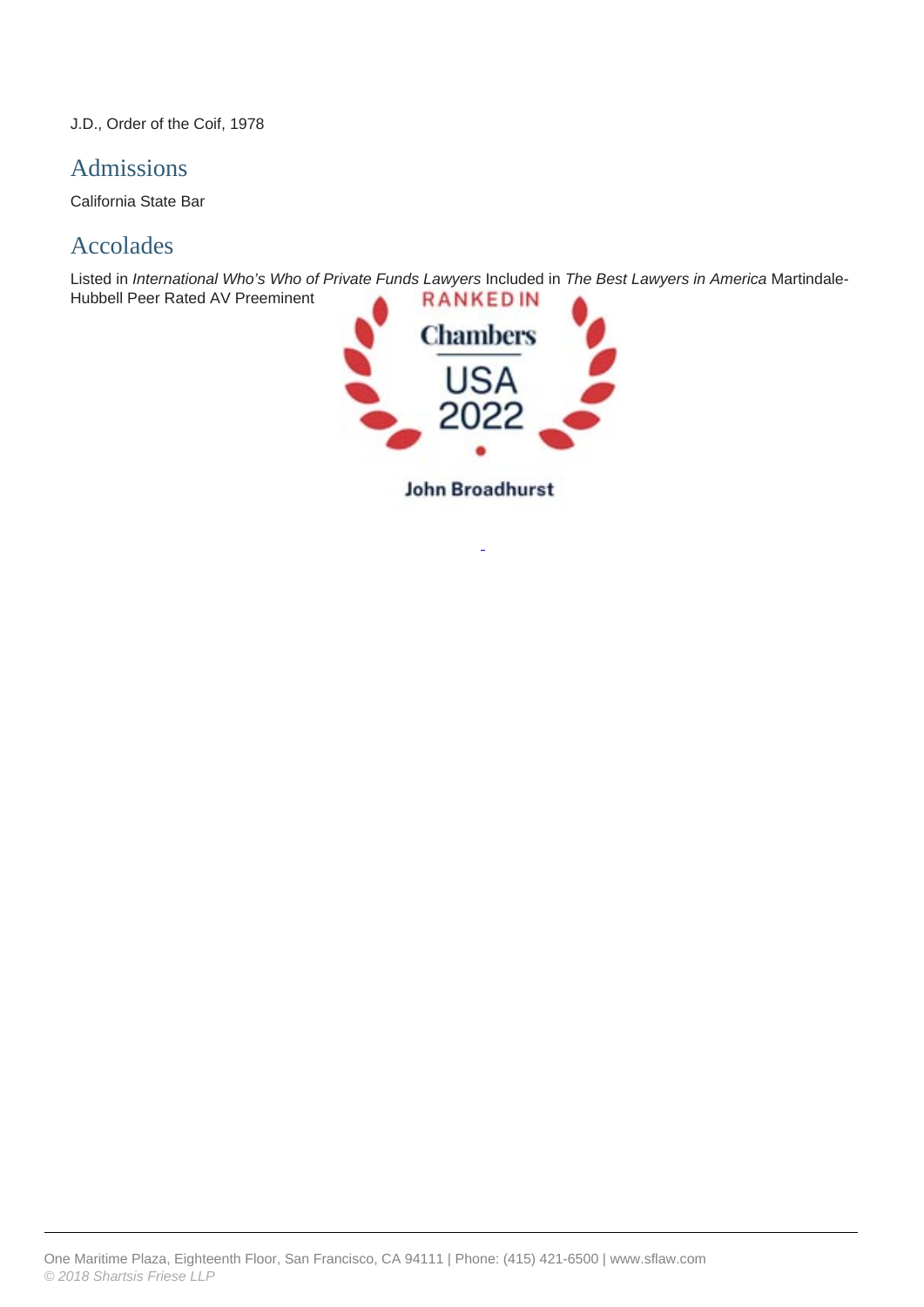J.D., Order of the Coif, 1978

## Admissions

California State Bar

## Accolades

Listed in *International Who's Who of Private Funds Lawyers* Included in *The Best Lawyers in America* Martindale-Hubbell Peer Rated AV Preeminent

RANKED IN

Chambers

USA

2022

John Broadhurst

One Maritime Plaza, Eighteenth Floor, San Francisco, CA 94111 | Phone: (415) 421-6500 | www.sflaw.com

*© 2018 Shartsis Friese LLP*